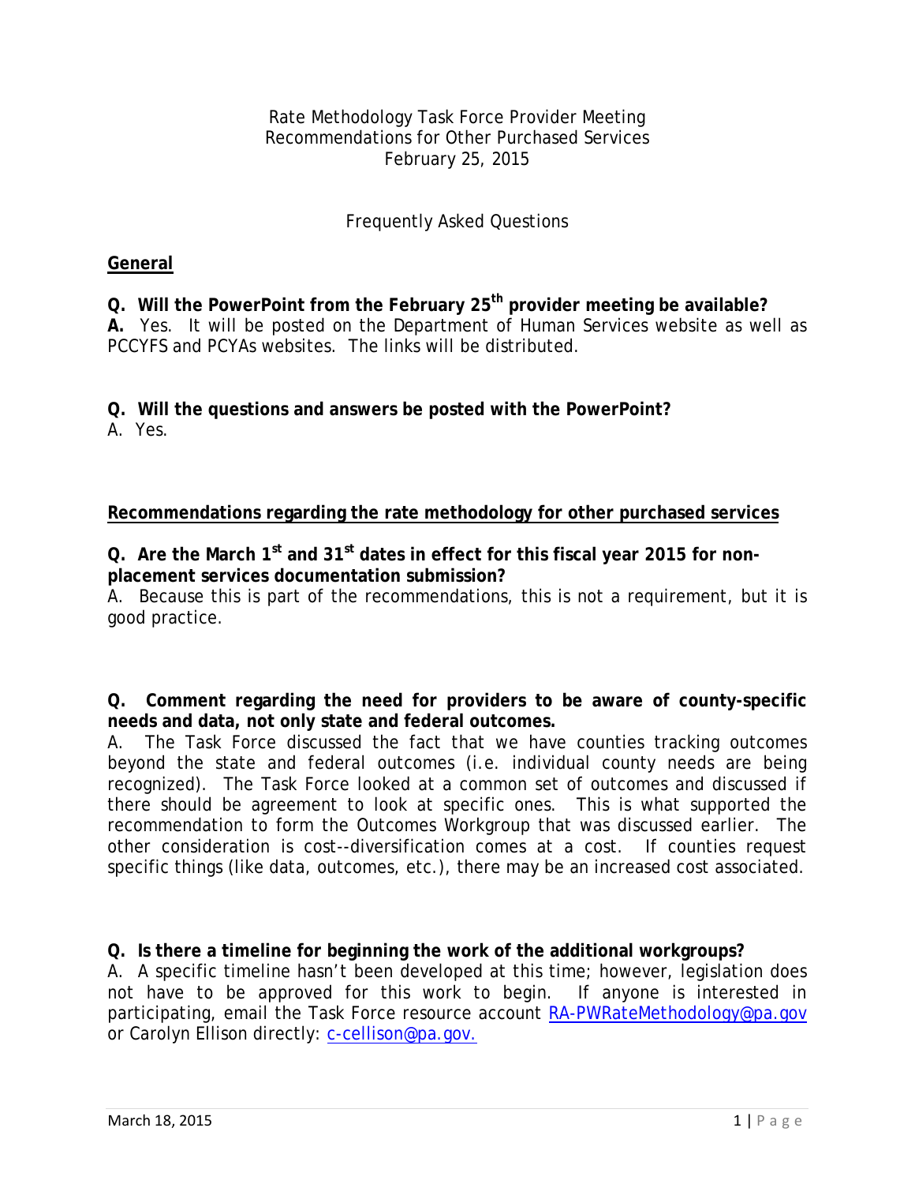Rate Methodology Task Force Provider Meeting
Recommendations for Other Purchased Services
February 25, 2015

Frequently Asked Questions

## General

**Q. Will the PowerPoint from the February 25th provider meeting be available?**
**A.** Yes. It will be posted on the Department of Human Services website as well as PCCYFS and PCYAs websites. The links will be distributed.

**Q. Will the questions and answers be posted with the PowerPoint?**
A. Yes.

## Recommendations regarding the rate methodology for other purchased services

**Q. Are the March 1st and 31st dates in effect for this fiscal year 2015 for non-placement services documentation submission?**
A. Because this is part of the recommendations, this is not a requirement, but it is good practice.

**Q. Comment regarding the need for providers to be aware of county-specific needs and data, not only state and federal outcomes.**
A. The Task Force discussed the fact that we have counties tracking outcomes beyond the state and federal outcomes (i.e. individual county needs are being recognized). The Task Force looked at a common set of outcomes and discussed if there should be agreement to look at specific ones. This is what supported the recommendation to form the Outcomes Workgroup that was discussed earlier. The other consideration is cost--diversification comes at a cost. If counties request specific things (like data, outcomes, etc.), there may be an increased cost associated.

**Q. Is there a timeline for beginning the work of the additional workgroups?**
A. A specific timeline hasn't been developed at this time; however, legislation does not have to be approved for this work to begin. If anyone is interested in participating, email the Task Force resource account RA-PWRateMethodology@pa.gov or Carolyn Ellison directly: c-cellison@pa.gov.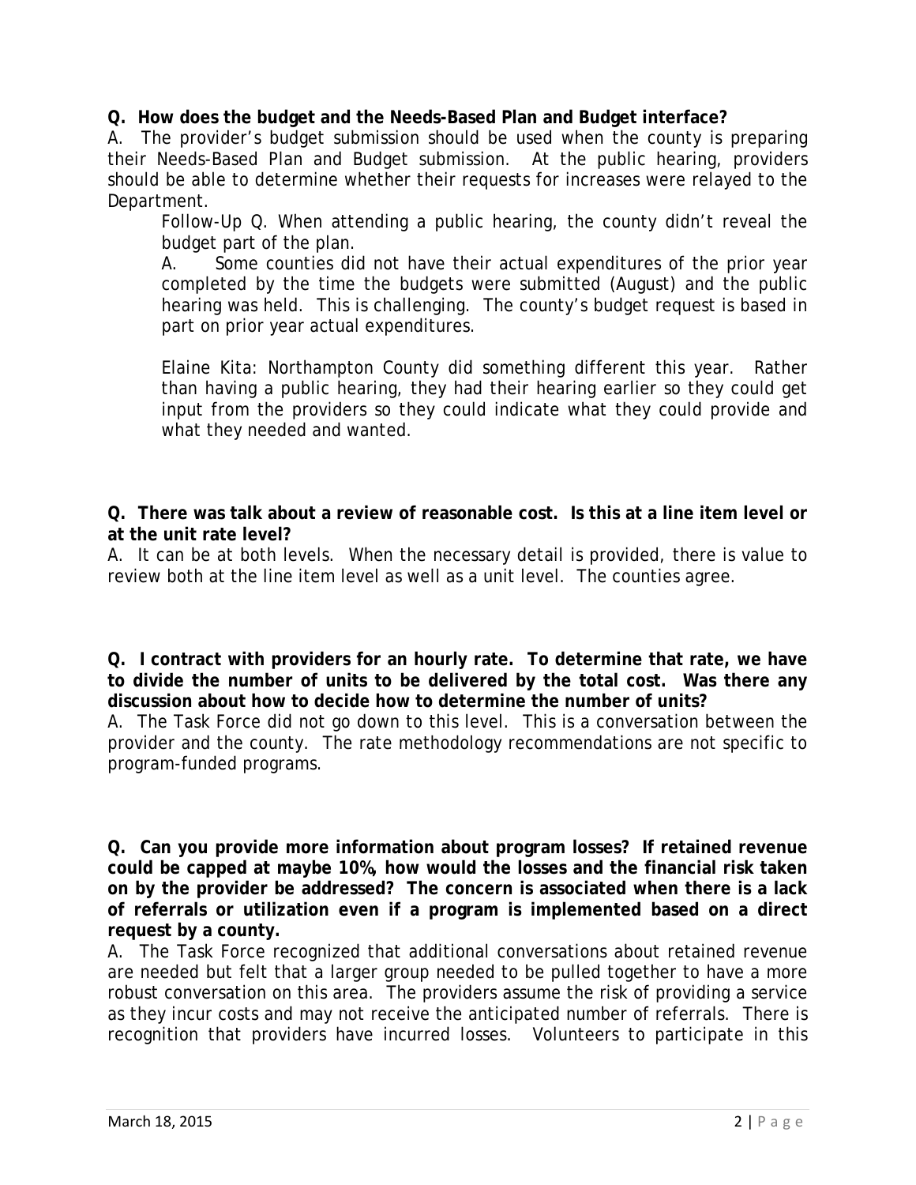**Q. How does the budget and the Needs-Based Plan and Budget interface?**

A. The provider's budget submission should be used when the county is preparing their Needs-Based Plan and Budget submission. At the public hearing, providers should be able to determine whether their requests for increases were relayed to the Department.

> Follow-Up Q. When attending a public hearing, the county didn't reveal the budget part of the plan.
>
> A. Some counties did not have their actual expenditures of the prior year completed by the time the budgets were submitted (August) and the public hearing was held. This is challenging. The county's budget request is based in part on prior year actual expenditures.
>
> Elaine Kita: Northampton County did something different this year. Rather than having a public hearing, they had their hearing earlier so they could get input from the providers so they could indicate what they could provide and what they needed and wanted.

**Q. There was talk about a review of reasonable cost. Is this at a line item level or at the unit rate level?**

A. It can be at both levels. When the necessary detail is provided, there is value to review both at the line item level as well as a unit level. The counties agree.

**Q. I contract with providers for an hourly rate. To determine that rate, we have to divide the number of units to be delivered by the total cost. Was there any discussion about how to decide how to determine the number of units?**

A. The Task Force did not go down to this level. This is a conversation between the provider and the county. The rate methodology recommendations are not specific to program-funded programs.

**Q. Can you provide more information about program losses? If retained revenue could be capped at maybe 10%, how would the losses and the financial risk taken on by the provider be addressed? The concern is associated when there is a lack of referrals or utilization even if a program is implemented based on a direct request by a county.**

A. The Task Force recognized that additional conversations about retained revenue are needed but felt that a larger group needed to be pulled together to have a more robust conversation on this area. The providers assume the risk of providing a service as they incur costs and may not receive the anticipated number of referrals. There is recognition that providers have incurred losses. Volunteers to participate in this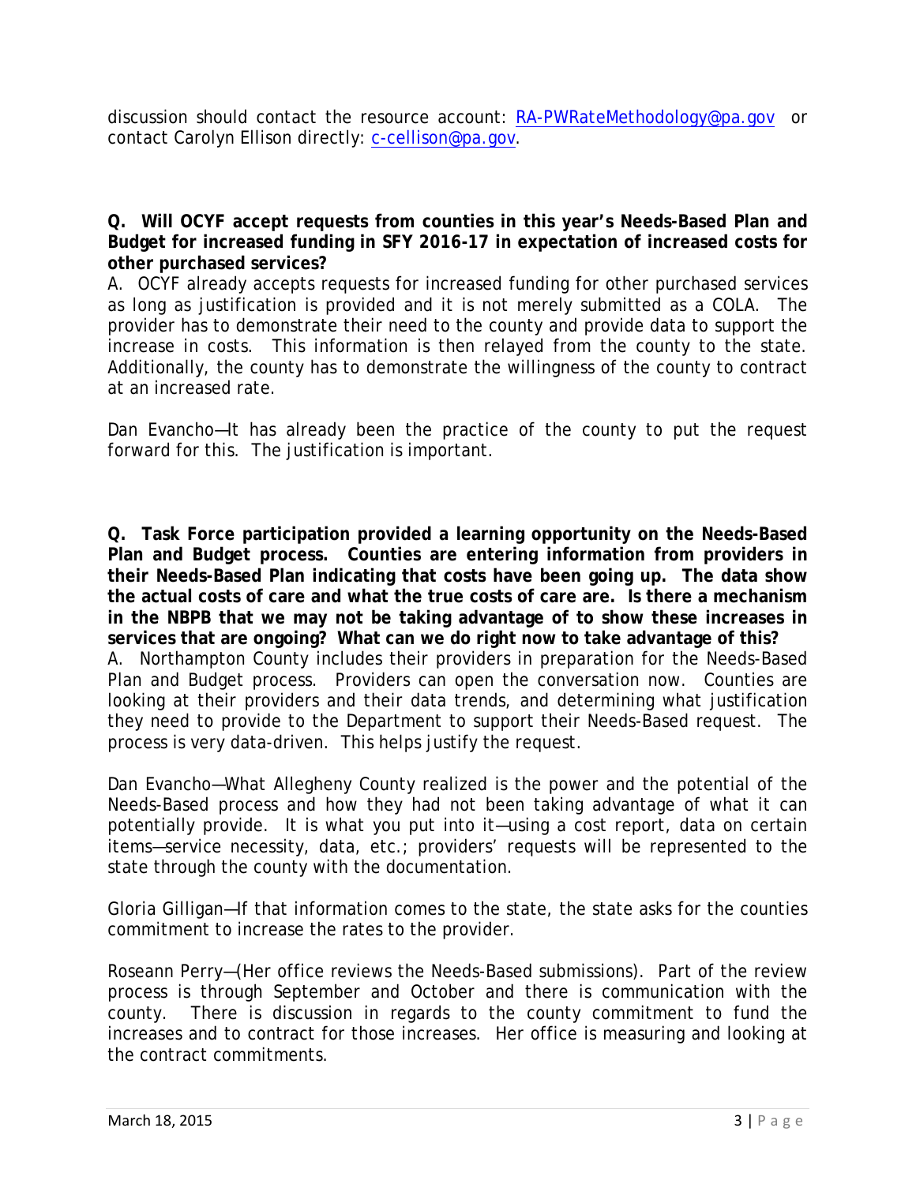discussion should contact the resource account: RA-PWRateMethodology@pa.gov or contact Carolyn Ellison directly: c-cellison@pa.gov.

**Q. Will OCYF accept requests from counties in this year's Needs-Based Plan and Budget for increased funding in SFY 2016-17 in expectation of increased costs for other purchased services?**

A. OCYF already accepts requests for increased funding for other purchased services as long as justification is provided and it is not merely submitted as a COLA. The provider has to demonstrate their need to the county and provide data to support the increase in costs. This information is then relayed from the county to the state. Additionally, the county has to demonstrate the willingness of the county to contract at an increased rate.

Dan Evancho—It has already been the practice of the county to put the request forward for this. The justification is important.

**Q. Task Force participation provided a learning opportunity on the Needs-Based Plan and Budget process. Counties are entering information from providers in their Needs-Based Plan indicating that costs have been going up. The data show the actual costs of care and what the true costs of care are. Is there a mechanism in the NBPB that we may not be taking advantage of to show these increases in services that are ongoing? What can we do right now to take advantage of this?**

A. Northampton County includes their providers in preparation for the Needs-Based Plan and Budget process. Providers can open the conversation now. Counties are looking at their providers and their data trends, and determining what justification they need to provide to the Department to support their Needs-Based request. The process is very data-driven. This helps justify the request.

Dan Evancho—What Allegheny County realized is the power and the potential of the Needs-Based process and how they had not been taking advantage of what it can potentially provide. It is what you put into it—using a cost report, data on certain items—service necessity, data, etc.; providers' requests will be represented to the state through the county with the documentation.

Gloria Gilligan—If that information comes to the state, the state asks for the counties commitment to increase the rates to the provider.

Roseann Perry—(Her office reviews the Needs-Based submissions). Part of the review process is through September and October and there is communication with the county. There is discussion in regards to the county commitment to fund the increases and to contract for those increases. Her office is measuring and looking at the contract commitments.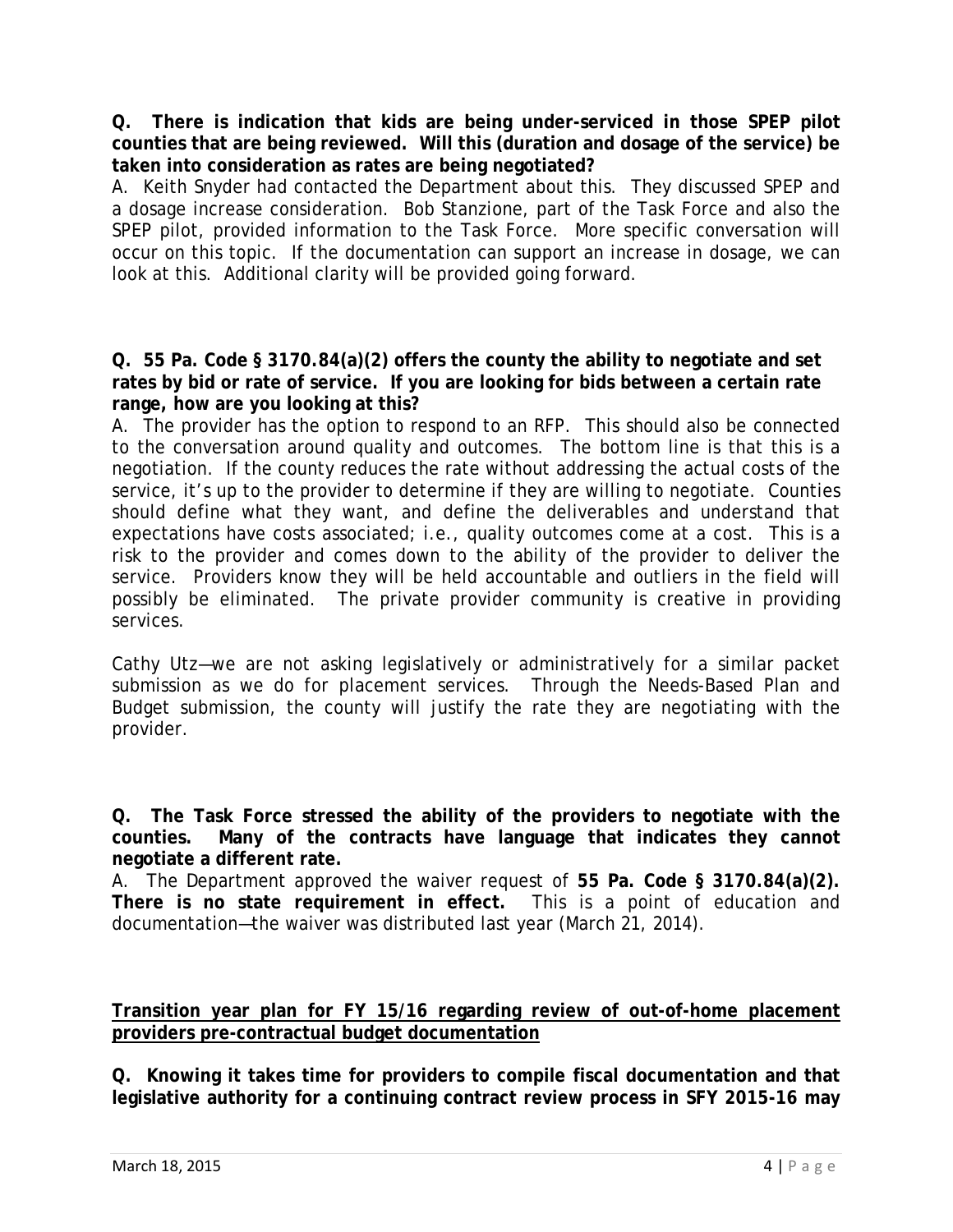**Q. There is indication that kids are being under-serviced in those SPEP pilot counties that are being reviewed. Will this (duration and dosage of the service) be taken into consideration as rates are being negotiated?**

A. Keith Snyder had contacted the Department about this. They discussed SPEP and a dosage increase consideration. Bob Stanzione, part of the Task Force and also the SPEP pilot, provided information to the Task Force. More specific conversation will occur on this topic. If the documentation can support an increase in dosage, we can look at this. Additional clarity will be provided going forward.

**Q. 55 Pa. Code § 3170.84(a)(2) offers the county the ability to negotiate and set rates by bid or rate of service. If you are looking for bids between a certain rate range, how are you looking at this?**

A. The provider has the option to respond to an RFP. This should also be connected to the conversation around quality and outcomes. The bottom line is that this is a negotiation. If the county reduces the rate without addressing the actual costs of the service, it's up to the provider to determine if they are willing to negotiate. Counties should define what they want, and define the deliverables and understand that expectations have costs associated; i.e., quality outcomes come at a cost. This is a risk to the provider and comes down to the ability of the provider to deliver the service. Providers know they will be held accountable and outliers in the field will possibly be eliminated. The private provider community is creative in providing services.

Cathy Utz—we are not asking legislatively or administratively for a similar packet submission as we do for placement services. Through the Needs-Based Plan and Budget submission, the county will justify the rate they are negotiating with the provider.

**Q. The Task Force stressed the ability of the providers to negotiate with the counties. Many of the contracts have language that indicates they cannot negotiate a different rate.**

A. The Department approved the waiver request of **55 Pa. Code § 3170.84(a)(2). There is no state requirement in effect.** This is a point of education and documentation—the waiver was distributed last year (March 21, 2014).

**<u>Transition year plan for FY 15/16 regarding review of out-of-home placement providers pre-contractual budget documentation</u>**

**Q. Knowing it takes time for providers to compile fiscal documentation and that legislative authority for a continuing contract review process in SFY 2015-16 may**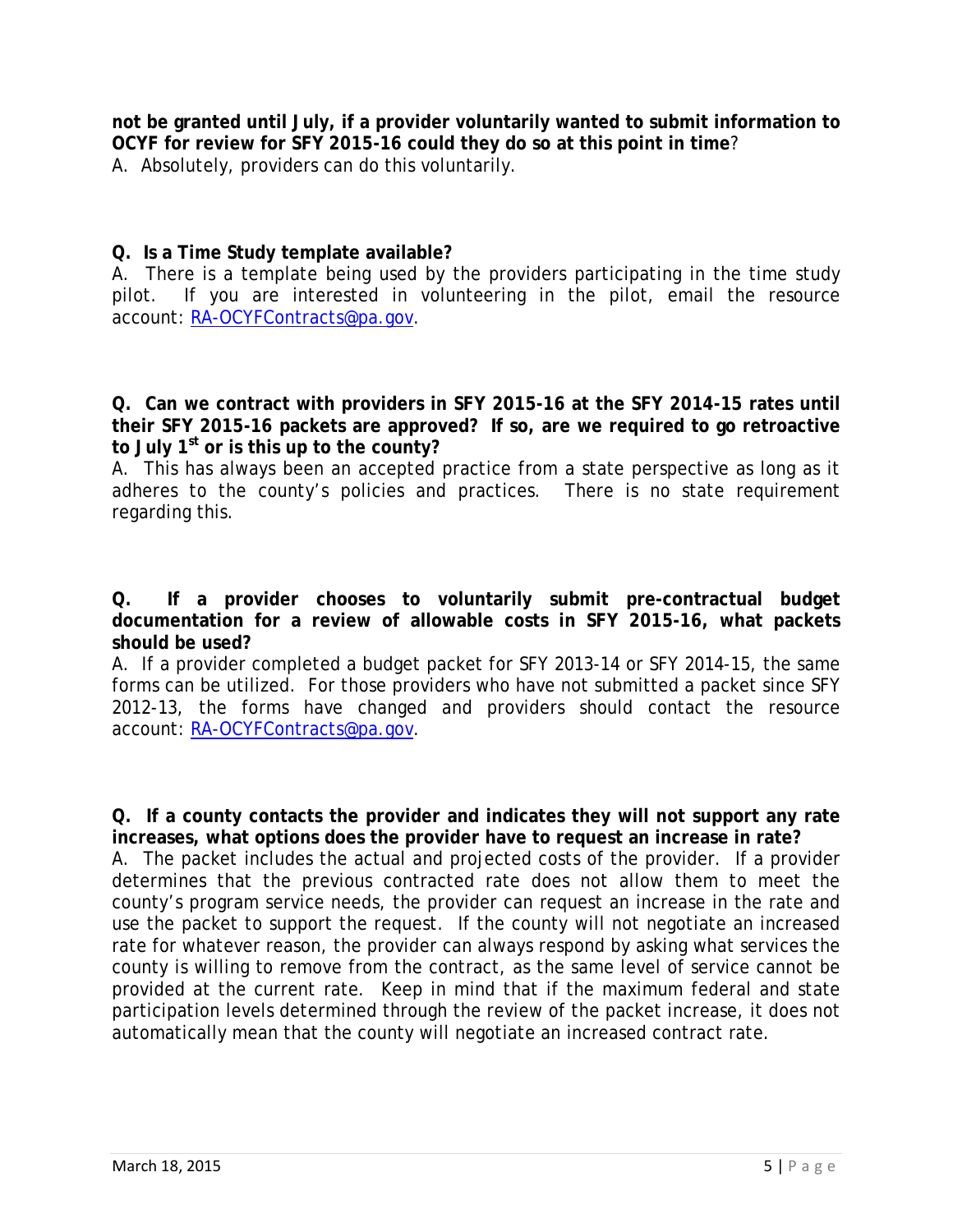**not be granted until July, if a provider voluntarily wanted to submit information to OCYF for review for SFY 2015-16 could they do so at this point in time**?

A. Absolutely, providers can do this voluntarily.

**Q. Is a Time Study template available?**

A. There is a template being used by the providers participating in the time study pilot. If you are interested in volunteering in the pilot, email the resource account: RA-OCYFContracts@pa.gov.

**Q. Can we contract with providers in SFY 2015-16 at the SFY 2014-15 rates until their SFY 2015-16 packets are approved? If so, are we required to go retroactive to July 1st or is this up to the county?**

A. This has always been an accepted practice from a state perspective as long as it adheres to the county's policies and practices. There is no state requirement regarding this.

**Q. If a provider chooses to voluntarily submit pre-contractual budget documentation for a review of allowable costs in SFY 2015-16, what packets should be used?**

A. If a provider completed a budget packet for SFY 2013-14 or SFY 2014-15, the same forms can be utilized. For those providers who have not submitted a packet since SFY 2012-13, the forms have changed and providers should contact the resource account: RA-OCYFContracts@pa.gov.

**Q. If a county contacts the provider and indicates they will not support any rate increases, what options does the provider have to request an increase in rate?**

A. The packet includes the actual and projected costs of the provider. If a provider determines that the previous contracted rate does not allow them to meet the county's program service needs, the provider can request an increase in the rate and use the packet to support the request. If the county will not negotiate an increased rate for whatever reason, the provider can always respond by asking what services the county is willing to remove from the contract, as the same level of service cannot be provided at the current rate. Keep in mind that if the maximum federal and state participation levels determined through the review of the packet increase, it does not automatically mean that the county will negotiate an increased contract rate.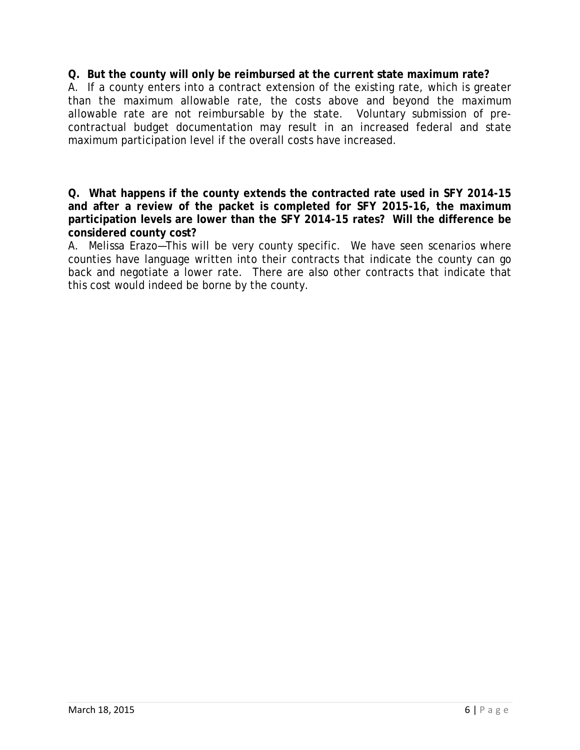**Q. But the county will only be reimbursed at the current state maximum rate?**

A. If a county enters into a contract extension of the existing rate, which is greater than the maximum allowable rate, the costs above and beyond the maximum allowable rate are not reimbursable by the state. Voluntary submission of pre-contractual budget documentation may result in an increased federal and state maximum participation level if the overall costs have increased.

**Q. What happens if the county extends the contracted rate used in SFY 2014-15 and after a review of the packet is completed for SFY 2015-16, the maximum participation levels are lower than the SFY 2014-15 rates? Will the difference be considered county cost?**

A. Melissa Erazo—This will be very county specific. We have seen scenarios where counties have language written into their contracts that indicate the county can go back and negotiate a lower rate. There are also other contracts that indicate that this cost would indeed be borne by the county.